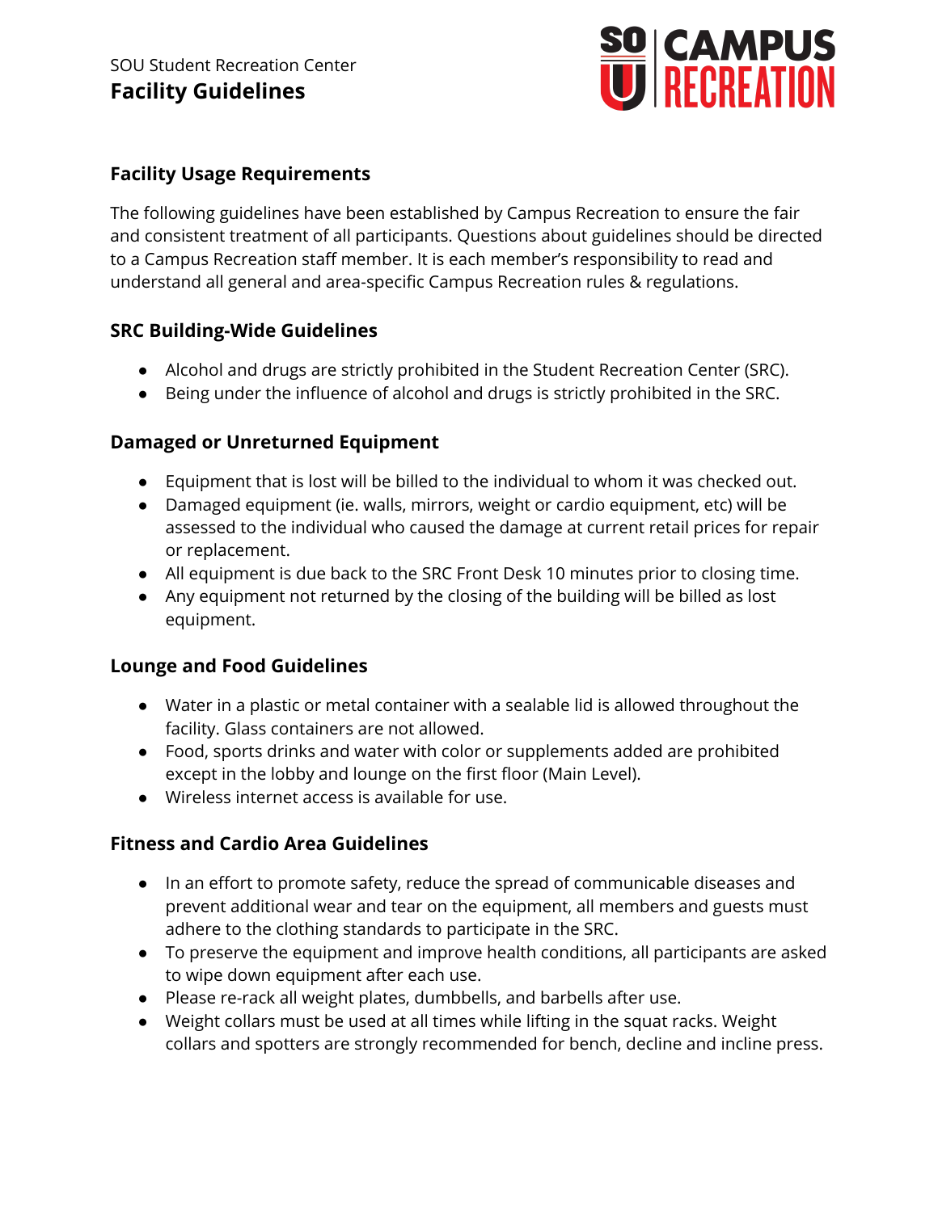SOU Student Recreation Center

# Facility Guidelines

SOU | CAMPUS RECREATION

## Facility Usage Requirements

The following guidelines have been established by Campus Recreation to ensure the fair and consistent treatment of all participants. Questions about guidelines should be directed to a Campus Recreation staff member. It is each member's responsibility to read and understand all general and area-specific Campus Recreation rules & regulations.

## SRC Building-Wide Guidelines

- Alcohol and drugs are strictly prohibited in the Student Recreation Center (SRC).
- Being under the influence of alcohol and drugs is strictly prohibited in the SRC.

## Damaged or Unreturned Equipment

- Equipment that is lost will be billed to the individual to whom it was checked out.
- Damaged equipment (ie. walls, mirrors, weight or cardio equipment, etc) will be assessed to the individual who caused the damage at current retail prices for repair or replacement.
- All equipment is due back to the SRC Front Desk 10 minutes prior to closing time.
- Any equipment not returned by the closing of the building will be billed as lost equipment.

## Lounge and Food Guidelines

- Water in a plastic or metal container with a sealable lid is allowed throughout the facility. Glass containers are not allowed.
- Food, sports drinks and water with color or supplements added are prohibited except in the lobby and lounge on the first floor (Main Level).
- Wireless internet access is available for use.

## Fitness and Cardio Area Guidelines

- In an effort to promote safety, reduce the spread of communicable diseases and prevent additional wear and tear on the equipment, all members and guests must adhere to the clothing standards to participate in the SRC.
- To preserve the equipment and improve health conditions, all participants are asked to wipe down equipment after each use.
- Please re-rack all weight plates, dumbbells, and barbells after use.
- Weight collars must be used at all times while lifting in the squat racks. Weight collars and spotters are strongly recommended for bench, decline and incline press.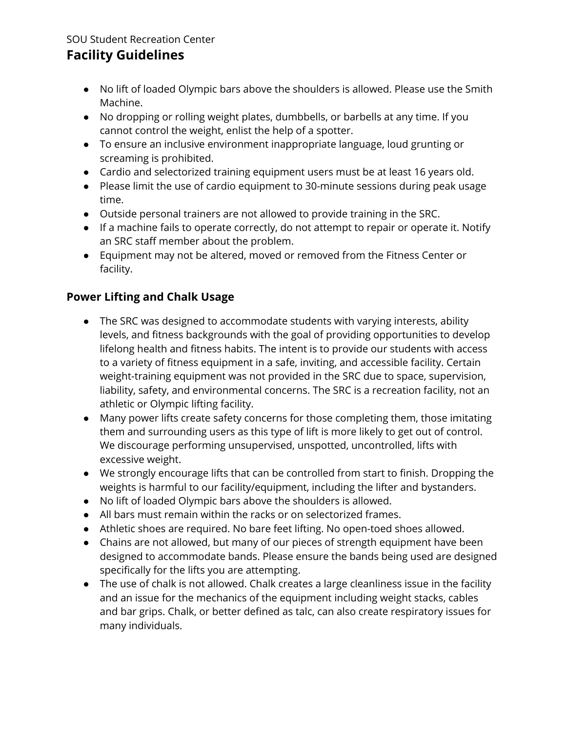SOU Student Recreation Center

## Facility Guidelines

- No lift of loaded Olympic bars above the shoulders is allowed. Please use the Smith Machine.
- No dropping or rolling weight plates, dumbbells, or barbells at any time. If you cannot control the weight, enlist the help of a spotter.
- To ensure an inclusive environment inappropriate language, loud grunting or screaming is prohibited.
- Cardio and selectorized training equipment users must be at least 16 years old.
- Please limit the use of cardio equipment to 30-minute sessions during peak usage time.
- Outside personal trainers are not allowed to provide training in the SRC.
- If a machine fails to operate correctly, do not attempt to repair or operate it. Notify an SRC staff member about the problem.
- Equipment may not be altered, moved or removed from the Fitness Center or facility.

### Power Lifting and Chalk Usage

- The SRC was designed to accommodate students with varying interests, ability levels, and fitness backgrounds with the goal of providing opportunities to develop lifelong health and fitness habits. The intent is to provide our students with access to a variety of fitness equipment in a safe, inviting, and accessible facility. Certain weight-training equipment was not provided in the SRC due to space, supervision, liability, safety, and environmental concerns. The SRC is a recreation facility, not an athletic or Olympic lifting facility.
- Many power lifts create safety concerns for those completing them, those imitating them and surrounding users as this type of lift is more likely to get out of control. We discourage performing unsupervised, unspotted, uncontrolled, lifts with excessive weight.
- We strongly encourage lifts that can be controlled from start to finish. Dropping the weights is harmful to our facility/equipment, including the lifter and bystanders.
- No lift of loaded Olympic bars above the shoulders is allowed.
- All bars must remain within the racks or on selectorized frames.
- Athletic shoes are required. No bare feet lifting. No open-toed shoes allowed.
- Chains are not allowed, but many of our pieces of strength equipment have been designed to accommodate bands. Please ensure the bands being used are designed specifically for the lifts you are attempting.
- The use of chalk is not allowed. Chalk creates a large cleanliness issue in the facility and an issue for the mechanics of the equipment including weight stacks, cables and bar grips. Chalk, or better defined as talc, can also create respiratory issues for many individuals.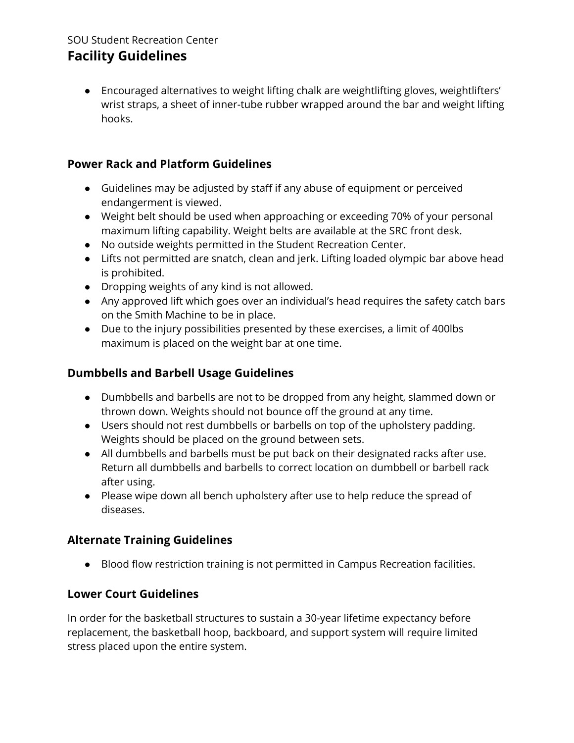- Encouraged alternatives to weight lifting chalk are weightlifting gloves, weightlifters' wrist straps, a sheet of inner-tube rubber wrapped around the bar and weight lifting hooks.

## Power Rack and Platform Guidelines

- Guidelines may be adjusted by staff if any abuse of equipment or perceived endangerment is viewed.
- Weight belt should be used when approaching or exceeding 70% of your personal maximum lifting capability. Weight belts are available at the SRC front desk.
- No outside weights permitted in the Student Recreation Center.
- Lifts not permitted are snatch, clean and jerk. Lifting loaded olympic bar above head is prohibited.
- Dropping weights of any kind is not allowed.
- Any approved lift which goes over an individual's head requires the safety catch bars on the Smith Machine to be in place.
- Due to the injury possibilities presented by these exercises, a limit of 400lbs maximum is placed on the weight bar at one time.

## Dumbbells and Barbell Usage Guidelines

- Dumbbells and barbells are not to be dropped from any height, slammed down or thrown down. Weights should not bounce off the ground at any time.
- Users should not rest dumbbells or barbells on top of the upholstery padding. Weights should be placed on the ground between sets.
- All dumbbells and barbells must be put back on their designated racks after use. Return all dumbbells and barbells to correct location on dumbbell or barbell rack after using.
- Please wipe down all bench upholstery after use to help reduce the spread of diseases.

## Alternate Training Guidelines

- Blood flow restriction training is not permitted in Campus Recreation facilities.

## Lower Court Guidelines

In order for the basketball structures to sustain a 30-year lifetime expectancy before replacement, the basketball hoop, backboard, and support system will require limited stress placed upon the entire system.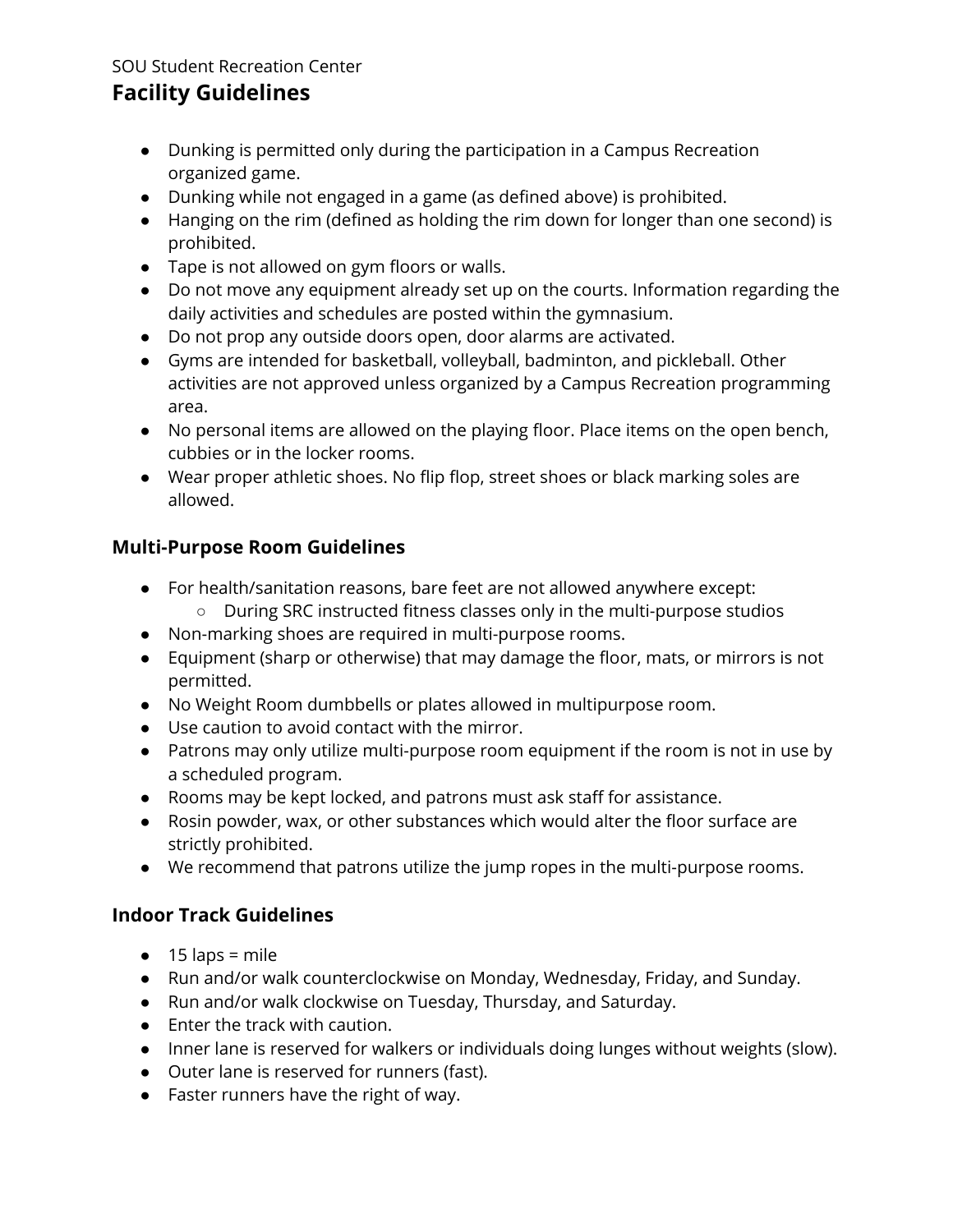SOU Student Recreation Center

## Facility Guidelines

- Dunking is permitted only during the participation in a Campus Recreation organized game.
- Dunking while not engaged in a game (as defined above) is prohibited.
- Hanging on the rim (defined as holding the rim down for longer than one second) is prohibited.
- Tape is not allowed on gym floors or walls.
- Do not move any equipment already set up on the courts. Information regarding the daily activities and schedules are posted within the gymnasium.
- Do not prop any outside doors open, door alarms are activated.
- Gyms are intended for basketball, volleyball, badminton, and pickleball. Other activities are not approved unless organized by a Campus Recreation programming area.
- No personal items are allowed on the playing floor. Place items on the open bench, cubbies or in the locker rooms.
- Wear proper athletic shoes. No flip flop, street shoes or black marking soles are allowed.

### Multi-Purpose Room Guidelines

- For health/sanitation reasons, bare feet are not allowed anywhere except:
  - During SRC instructed fitness classes only in the multi-purpose studios
- Non-marking shoes are required in multi-purpose rooms.
- Equipment (sharp or otherwise) that may damage the floor, mats, or mirrors is not permitted.
- No Weight Room dumbbells or plates allowed in multipurpose room.
- Use caution to avoid contact with the mirror.
- Patrons may only utilize multi-purpose room equipment if the room is not in use by a scheduled program.
- Rooms may be kept locked, and patrons must ask staff for assistance.
- Rosin powder, wax, or other substances which would alter the floor surface are strictly prohibited.
- We recommend that patrons utilize the jump ropes in the multi-purpose rooms.

### Indoor Track Guidelines

- 15 laps = mile
- Run and/or walk counterclockwise on Monday, Wednesday, Friday, and Sunday.
- Run and/or walk clockwise on Tuesday, Thursday, and Saturday.
- Enter the track with caution.
- Inner lane is reserved for walkers or individuals doing lunges without weights (slow).
- Outer lane is reserved for runners (fast).
- Faster runners have the right of way.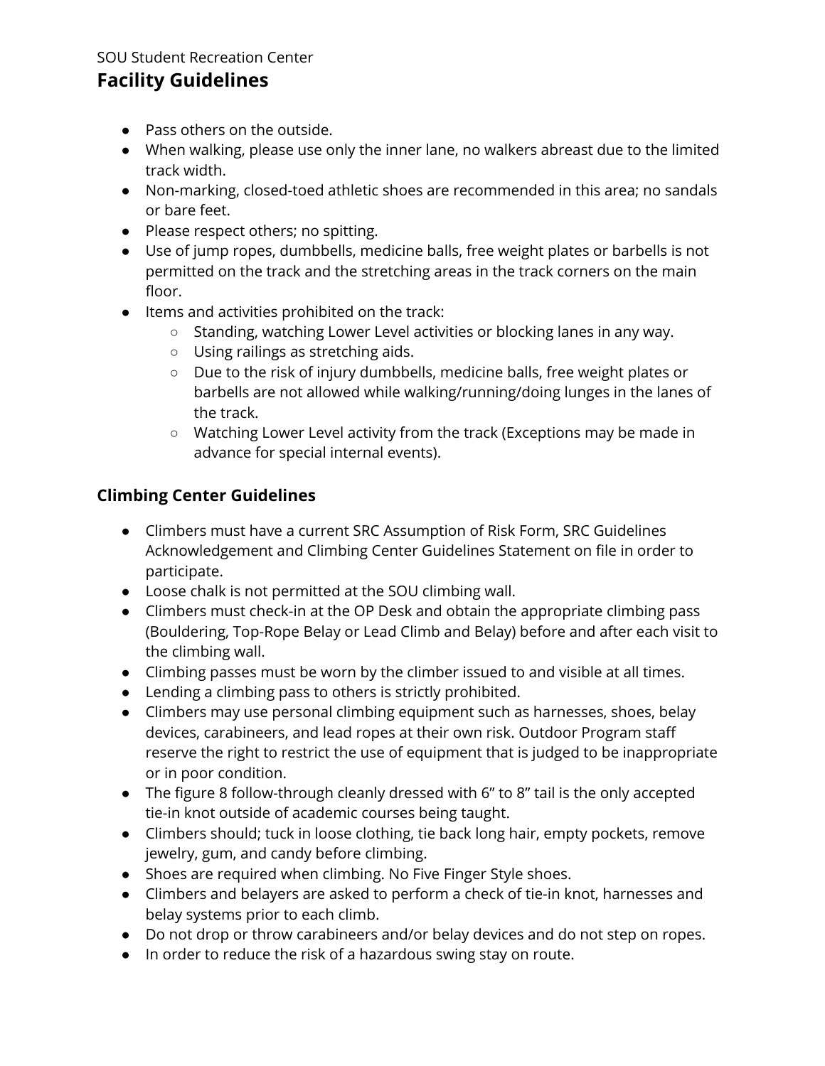- Pass others on the outside.
- When walking, please use only the inner lane, no walkers abreast due to the limited track width.
- Non-marking, closed-toed athletic shoes are recommended in this area; no sandals or bare feet.
- Please respect others; no spitting.
- Use of jump ropes, dumbbells, medicine balls, free weight plates or barbells is not permitted on the track and the stretching areas in the track corners on the main floor.
- Items and activities prohibited on the track:
    - Standing, watching Lower Level activities or blocking lanes in any way.
    - Using railings as stretching aids.
    - Due to the risk of injury dumbbells, medicine balls, free weight plates or barbells are not allowed while walking/running/doing lunges in the lanes of the track.
    - Watching Lower Level activity from the track (Exceptions may be made in advance for special internal events).

### Climbing Center Guidelines

- Climbers must have a current SRC Assumption of Risk Form, SRC Guidelines Acknowledgement and Climbing Center Guidelines Statement on file in order to participate.
- Loose chalk is not permitted at the SOU climbing wall.
- Climbers must check-in at the OP Desk and obtain the appropriate climbing pass (Bouldering, Top-Rope Belay or Lead Climb and Belay) before and after each visit to the climbing wall.
- Climbing passes must be worn by the climber issued to and visible at all times.
- Lending a climbing pass to others is strictly prohibited.
- Climbers may use personal climbing equipment such as harnesses, shoes, belay devices, carabineers, and lead ropes at their own risk. Outdoor Program staff reserve the right to restrict the use of equipment that is judged to be inappropriate or in poor condition.
- The figure 8 follow-through cleanly dressed with 6” to 8” tail is the only accepted tie-in knot outside of academic courses being taught.
- Climbers should; tuck in loose clothing, tie back long hair, empty pockets, remove jewelry, gum, and candy before climbing.
- Shoes are required when climbing. No Five Finger Style shoes.
- Climbers and belayers are asked to perform a check of tie-in knot, harnesses and belay systems prior to each climb.
- Do not drop or throw carabineers and/or belay devices and do not step on ropes.
- In order to reduce the risk of a hazardous swing stay on route.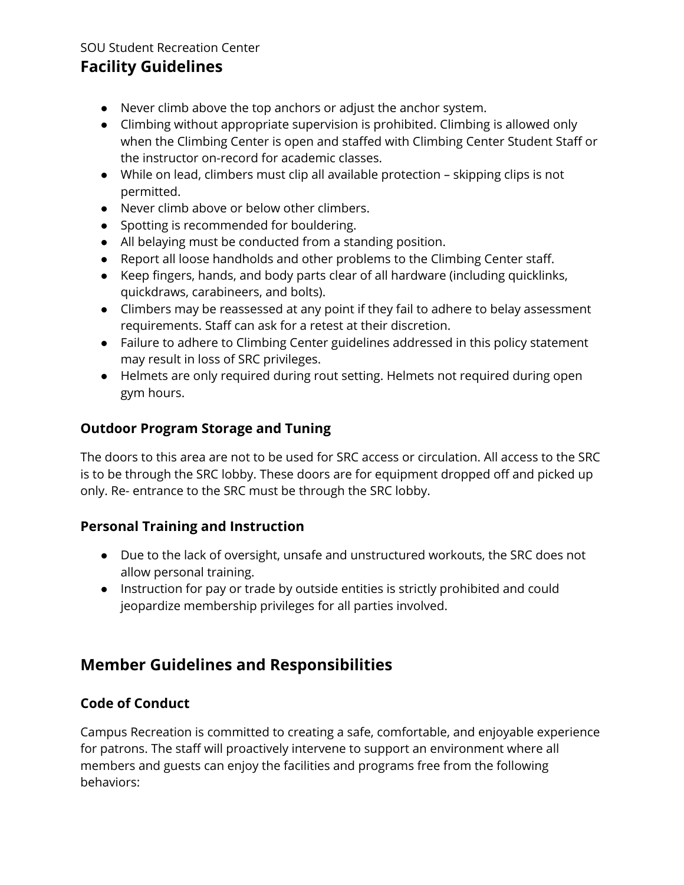- Never climb above the top anchors or adjust the anchor system.
- Climbing without appropriate supervision is prohibited. Climbing is allowed only when the Climbing Center is open and staffed with Climbing Center Student Staff or the instructor on-record for academic classes.
- While on lead, climbers must clip all available protection – skipping clips is not permitted.
- Never climb above or below other climbers.
- Spotting is recommended for bouldering.
- All belaying must be conducted from a standing position.
- Report all loose handholds and other problems to the Climbing Center staff.
- Keep fingers, hands, and body parts clear of all hardware (including quicklinks, quickdraws, carabineers, and bolts).
- Climbers may be reassessed at any point if they fail to adhere to belay assessment requirements. Staff can ask for a retest at their discretion.
- Failure to adhere to Climbing Center guidelines addressed in this policy statement may result in loss of SRC privileges.
- Helmets are only required during rout setting. Helmets not required during open gym hours.

### Outdoor Program Storage and Tuning

The doors to this area are not to be used for SRC access or circulation. All access to the SRC is to be through the SRC lobby. These doors are for equipment dropped off and picked up only. Re- entrance to the SRC must be through the SRC lobby.

### Personal Training and Instruction

- Due to the lack of oversight, unsafe and unstructured workouts, the SRC does not allow personal training.
- Instruction for pay or trade by outside entities is strictly prohibited and could jeopardize membership privileges for all parties involved.

## Member Guidelines and Responsibilities

### Code of Conduct

Campus Recreation is committed to creating a safe, comfortable, and enjoyable experience for patrons. The staff will proactively intervene to support an environment where all members and guests can enjoy the facilities and programs free from the following behaviors: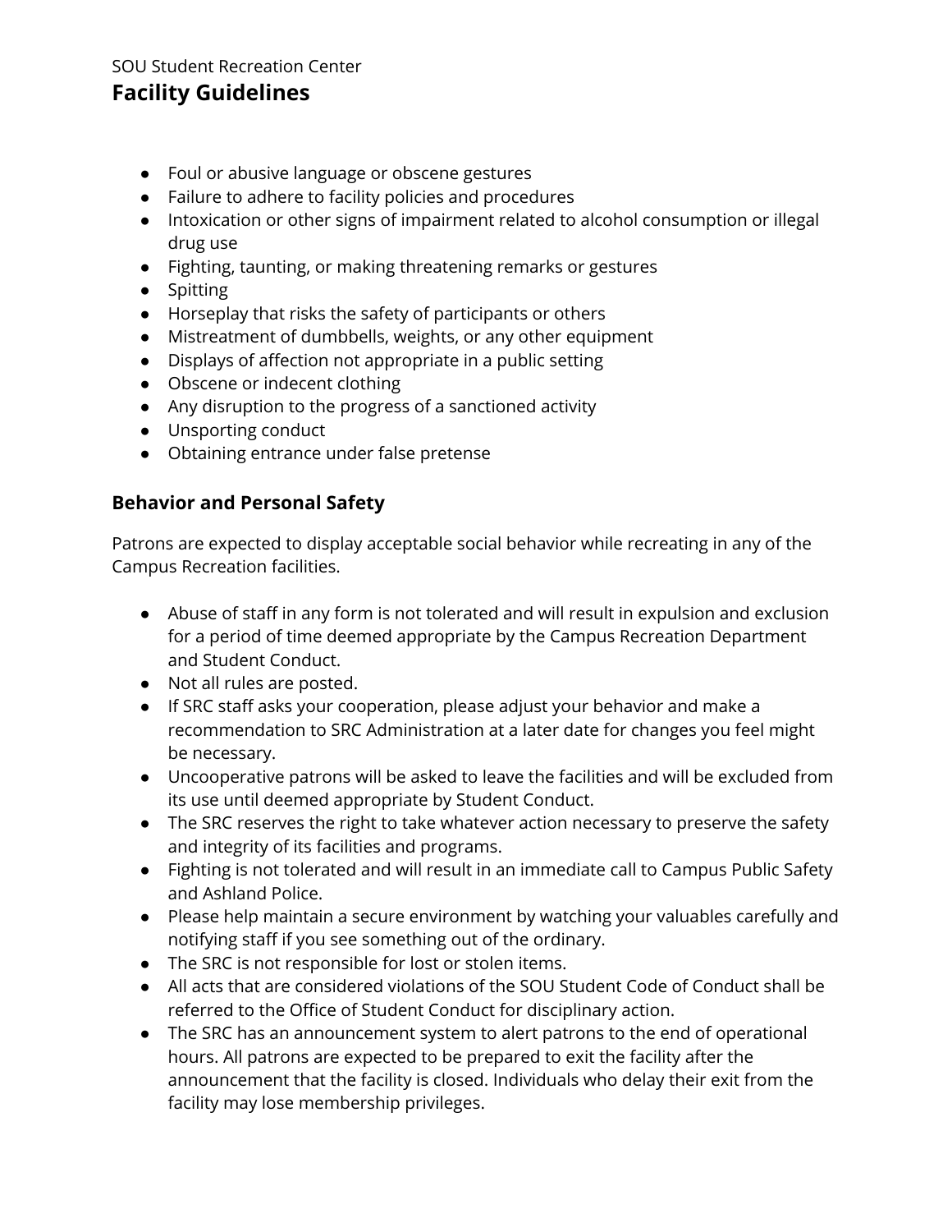- Foul or abusive language or obscene gestures
- Failure to adhere to facility policies and procedures
- Intoxication or other signs of impairment related to alcohol consumption or illegal drug use
- Fighting, taunting, or making threatening remarks or gestures
- Spitting
- Horseplay that risks the safety of participants or others
- Mistreatment of dumbbells, weights, or any other equipment
- Displays of affection not appropriate in a public setting
- Obscene or indecent clothing
- Any disruption to the progress of a sanctioned activity
- Unsporting conduct
- Obtaining entrance under false pretense

## Behavior and Personal Safety

Patrons are expected to display acceptable social behavior while recreating in any of the Campus Recreation facilities.

- Abuse of staff in any form is not tolerated and will result in expulsion and exclusion for a period of time deemed appropriate by the Campus Recreation Department and Student Conduct.
- Not all rules are posted.
- If SRC staff asks your cooperation, please adjust your behavior and make a recommendation to SRC Administration at a later date for changes you feel might be necessary.
- Uncooperative patrons will be asked to leave the facilities and will be excluded from its use until deemed appropriate by Student Conduct.
- The SRC reserves the right to take whatever action necessary to preserve the safety and integrity of its facilities and programs.
- Fighting is not tolerated and will result in an immediate call to Campus Public Safety and Ashland Police.
- Please help maintain a secure environment by watching your valuables carefully and notifying staff if you see something out of the ordinary.
- The SRC is not responsible for lost or stolen items.
- All acts that are considered violations of the SOU Student Code of Conduct shall be referred to the Office of Student Conduct for disciplinary action.
- The SRC has an announcement system to alert patrons to the end of operational hours. All patrons are expected to be prepared to exit the facility after the announcement that the facility is closed. Individuals who delay their exit from the facility may lose membership privileges.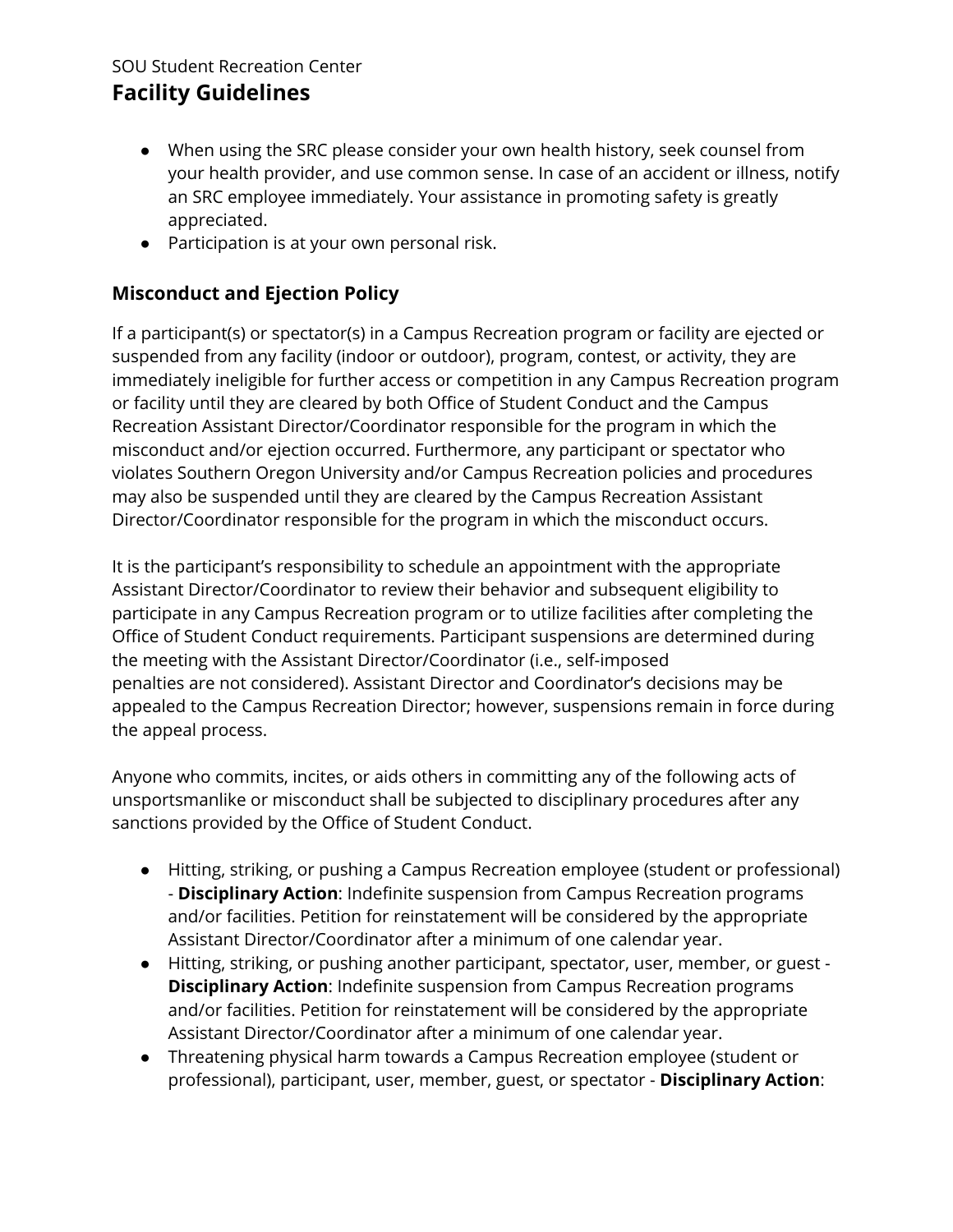- When using the SRC please consider your own health history, seek counsel from your health provider, and use common sense. In case of an accident or illness, notify an SRC employee immediately. Your assistance in promoting safety is greatly appreciated.
- Participation is at your own personal risk.

### Misconduct and Ejection Policy

If a participant(s) or spectator(s) in a Campus Recreation program or facility are ejected or suspended from any facility (indoor or outdoor), program, contest, or activity, they are immediately ineligible for further access or competition in any Campus Recreation program or facility until they are cleared by both Office of Student Conduct and the Campus Recreation Assistant Director/Coordinator responsible for the program in which the misconduct and/or ejection occurred. Furthermore, any participant or spectator who violates Southern Oregon University and/or Campus Recreation policies and procedures may also be suspended until they are cleared by the Campus Recreation Assistant Director/Coordinator responsible for the program in which the misconduct occurs.

It is the participant's responsibility to schedule an appointment with the appropriate Assistant Director/Coordinator to review their behavior and subsequent eligibility to participate in any Campus Recreation program or to utilize facilities after completing the Office of Student Conduct requirements. Participant suspensions are determined during the meeting with the Assistant Director/Coordinator (i.e., self-imposed penalties are not considered). Assistant Director and Coordinator's decisions may be appealed to the Campus Recreation Director; however, suspensions remain in force during the appeal process.

Anyone who commits, incites, or aids others in committing any of the following acts of unsportsmanlike or misconduct shall be subjected to disciplinary procedures after any sanctions provided by the Office of Student Conduct.

- Hitting, striking, or pushing a Campus Recreation employee (student or professional) - **Disciplinary Action**: Indefinite suspension from Campus Recreation programs and/or facilities. Petition for reinstatement will be considered by the appropriate Assistant Director/Coordinator after a minimum of one calendar year.
- Hitting, striking, or pushing another participant, spectator, user, member, or guest - **Disciplinary Action**: Indefinite suspension from Campus Recreation programs and/or facilities. Petition for reinstatement will be considered by the appropriate Assistant Director/Coordinator after a minimum of one calendar year.
- Threatening physical harm towards a Campus Recreation employee (student or professional), participant, user, member, guest, or spectator - **Disciplinary Action**: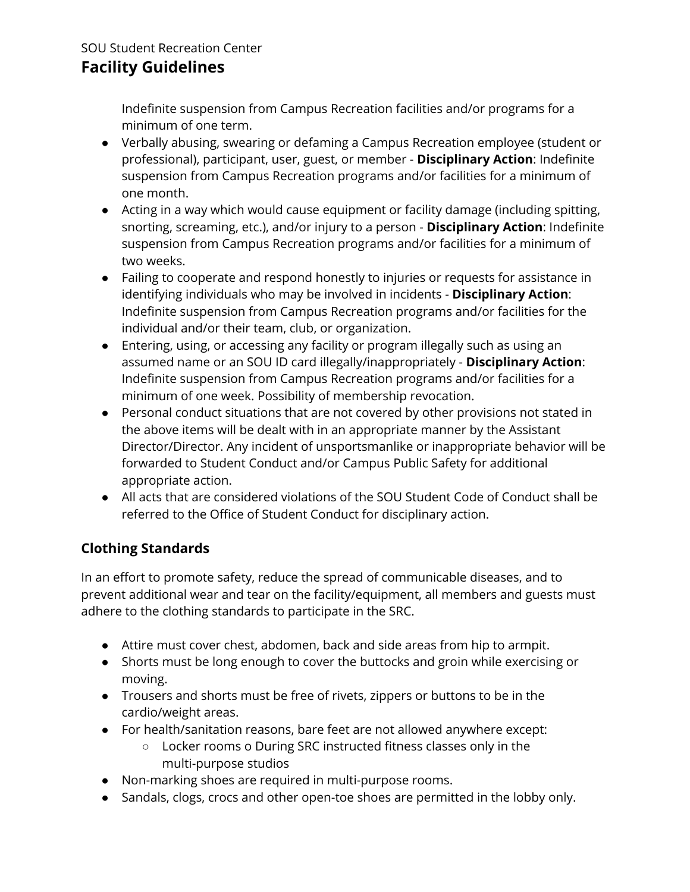Indefinite suspension from Campus Recreation facilities and/or programs for a minimum of one term.

- Verbally abusing, swearing or defaming a Campus Recreation employee (student or professional), participant, user, guest, or member - **Disciplinary Action**: Indefinite suspension from Campus Recreation programs and/or facilities for a minimum of one month.
- Acting in a way which would cause equipment or facility damage (including spitting, snorting, screaming, etc.), and/or injury to a person - **Disciplinary Action**: Indefinite suspension from Campus Recreation programs and/or facilities for a minimum of two weeks.
- Failing to cooperate and respond honestly to injuries or requests for assistance in identifying individuals who may be involved in incidents - **Disciplinary Action**: Indefinite suspension from Campus Recreation programs and/or facilities for the individual and/or their team, club, or organization.
- Entering, using, or accessing any facility or program illegally such as using an assumed name or an SOU ID card illegally/inappropriately - **Disciplinary Action**: Indefinite suspension from Campus Recreation programs and/or facilities for a minimum of one week. Possibility of membership revocation.
- Personal conduct situations that are not covered by other provisions not stated in the above items will be dealt with in an appropriate manner by the Assistant Director/Director. Any incident of unsportsmanlike or inappropriate behavior will be forwarded to Student Conduct and/or Campus Public Safety for additional appropriate action.
- All acts that are considered violations of the SOU Student Code of Conduct shall be referred to the Office of Student Conduct for disciplinary action.

## Clothing Standards

In an effort to promote safety, reduce the spread of communicable diseases, and to prevent additional wear and tear on the facility/equipment, all members and guests must adhere to the clothing standards to participate in the SRC.

- Attire must cover chest, abdomen, back and side areas from hip to armpit.
- Shorts must be long enough to cover the buttocks and groin while exercising or moving.
- Trousers and shorts must be free of rivets, zippers or buttons to be in the cardio/weight areas.
- For health/sanitation reasons, bare feet are not allowed anywhere except:
  - Locker rooms o During SRC instructed fitness classes only in the multi-purpose studios
- Non-marking shoes are required in multi-purpose rooms.
- Sandals, clogs, crocs and other open-toe shoes are permitted in the lobby only.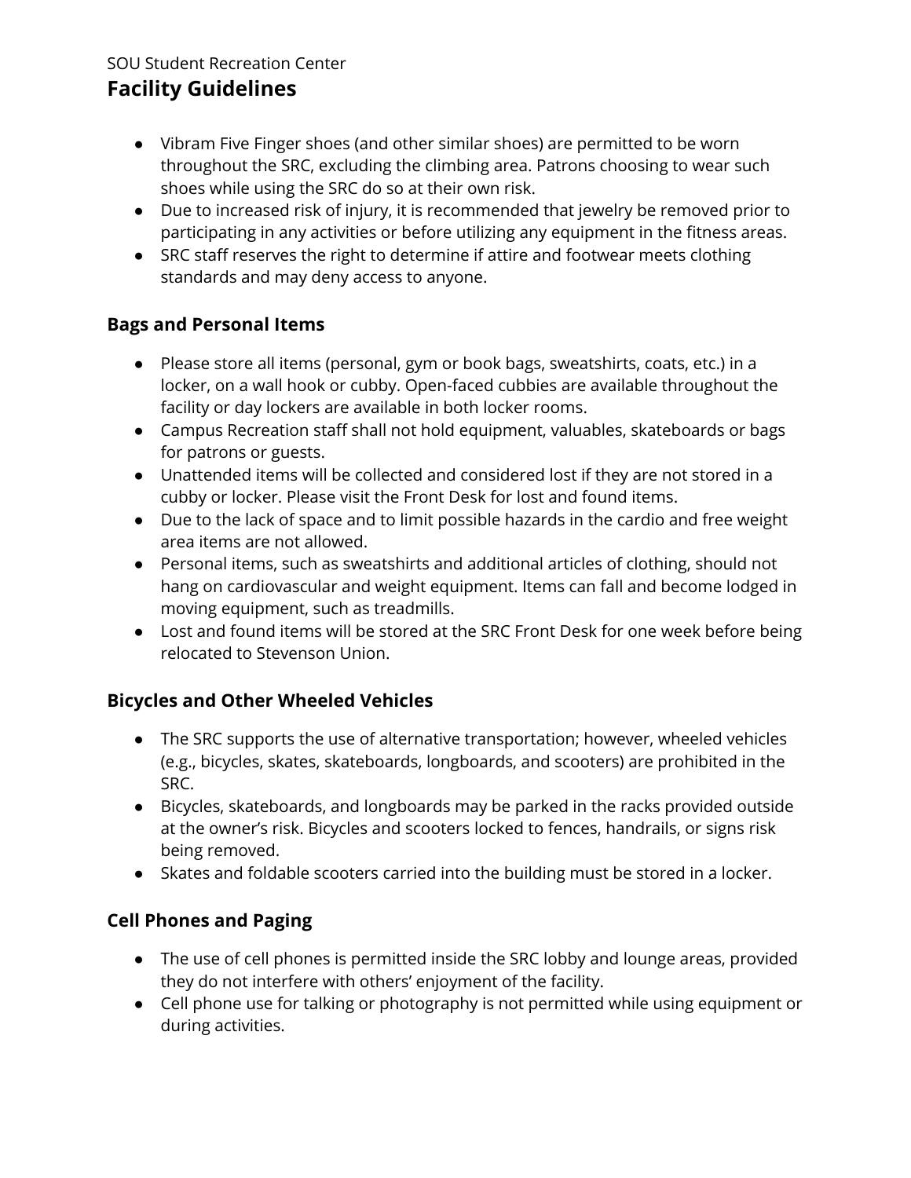SOU Student Recreation Center

# Facility Guidelines

- Vibram Five Finger shoes (and other similar shoes) are permitted to be worn throughout the SRC, excluding the climbing area. Patrons choosing to wear such shoes while using the SRC do so at their own risk.
- Due to increased risk of injury, it is recommended that jewelry be removed prior to participating in any activities or before utilizing any equipment in the fitness areas.
- SRC staff reserves the right to determine if attire and footwear meets clothing standards and may deny access to anyone.

## Bags and Personal Items

- Please store all items (personal, gym or book bags, sweatshirts, coats, etc.) in a locker, on a wall hook or cubby. Open-faced cubbies are available throughout the facility or day lockers are available in both locker rooms.
- Campus Recreation staff shall not hold equipment, valuables, skateboards or bags for patrons or guests.
- Unattended items will be collected and considered lost if they are not stored in a cubby or locker. Please visit the Front Desk for lost and found items.
- Due to the lack of space and to limit possible hazards in the cardio and free weight area items are not allowed.
- Personal items, such as sweatshirts and additional articles of clothing, should not hang on cardiovascular and weight equipment. Items can fall and become lodged in moving equipment, such as treadmills.
- Lost and found items will be stored at the SRC Front Desk for one week before being relocated to Stevenson Union.

## Bicycles and Other Wheeled Vehicles

- The SRC supports the use of alternative transportation; however, wheeled vehicles (e.g., bicycles, skates, skateboards, longboards, and scooters) are prohibited in the SRC.
- Bicycles, skateboards, and longboards may be parked in the racks provided outside at the owner's risk. Bicycles and scooters locked to fences, handrails, or signs risk being removed.
- Skates and foldable scooters carried into the building must be stored in a locker.

## Cell Phones and Paging

- The use of cell phones is permitted inside the SRC lobby and lounge areas, provided they do not interfere with others' enjoyment of the facility.
- Cell phone use for talking or photography is not permitted while using equipment or during activities.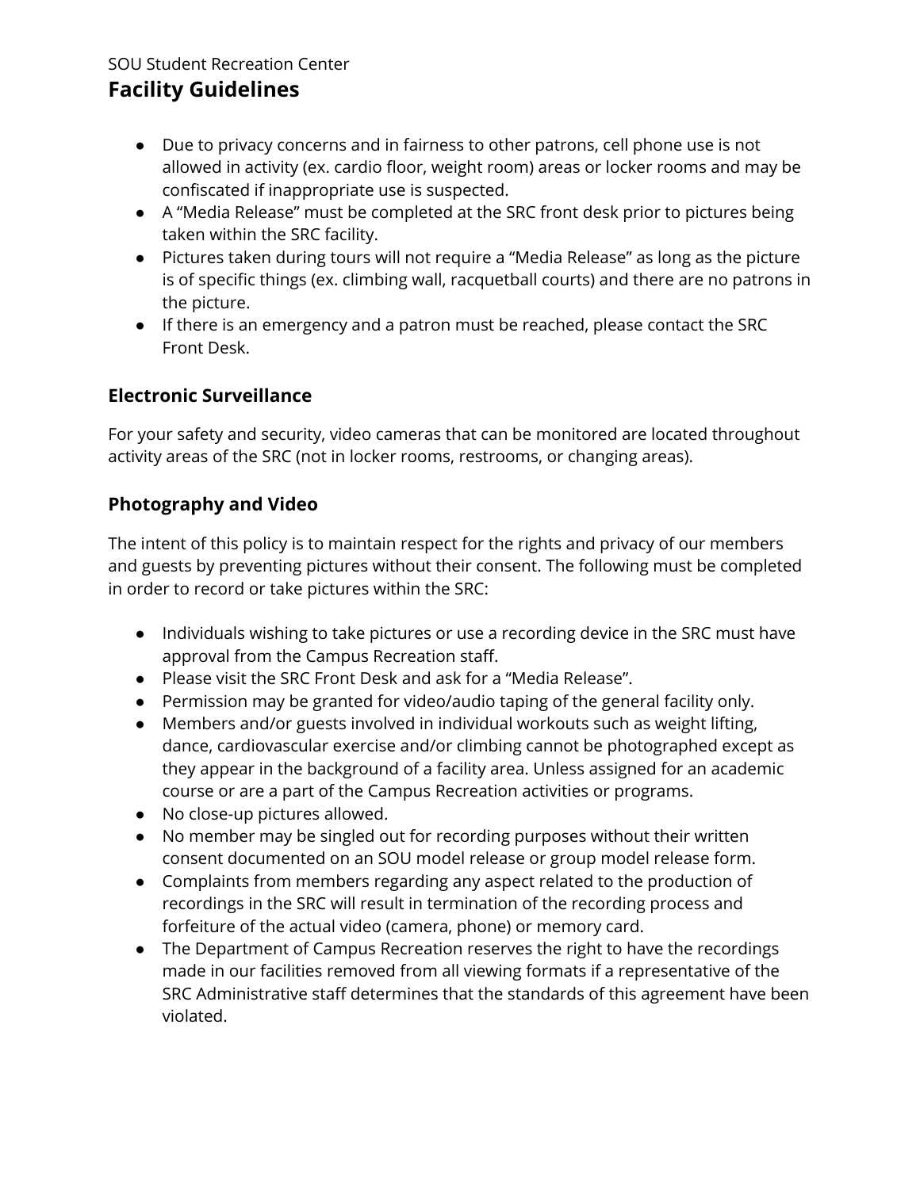SOU Student Recreation Center

# Facility Guidelines

- Due to privacy concerns and in fairness to other patrons, cell phone use is not allowed in activity (ex. cardio floor, weight room) areas or locker rooms and may be confiscated if inappropriate use is suspected.
- A "Media Release" must be completed at the SRC front desk prior to pictures being taken within the SRC facility.
- Pictures taken during tours will not require a "Media Release" as long as the picture is of specific things (ex. climbing wall, racquetball courts) and there are no patrons in the picture.
- If there is an emergency and a patron must be reached, please contact the SRC Front Desk.

## Electronic Surveillance

For your safety and security, video cameras that can be monitored are located throughout activity areas of the SRC (not in locker rooms, restrooms, or changing areas).

## Photography and Video

The intent of this policy is to maintain respect for the rights and privacy of our members and guests by preventing pictures without their consent. The following must be completed in order to record or take pictures within the SRC:

- Individuals wishing to take pictures or use a recording device in the SRC must have approval from the Campus Recreation staff.
- Please visit the SRC Front Desk and ask for a "Media Release".
- Permission may be granted for video/audio taping of the general facility only.
- Members and/or guests involved in individual workouts such as weight lifting, dance, cardiovascular exercise and/or climbing cannot be photographed except as they appear in the background of a facility area. Unless assigned for an academic course or are a part of the Campus Recreation activities or programs.
- No close-up pictures allowed.
- No member may be singled out for recording purposes without their written consent documented on an SOU model release or group model release form.
- Complaints from members regarding any aspect related to the production of recordings in the SRC will result in termination of the recording process and forfeiture of the actual video (camera, phone) or memory card.
- The Department of Campus Recreation reserves the right to have the recordings made in our facilities removed from all viewing formats if a representative of the SRC Administrative staff determines that the standards of this agreement have been violated.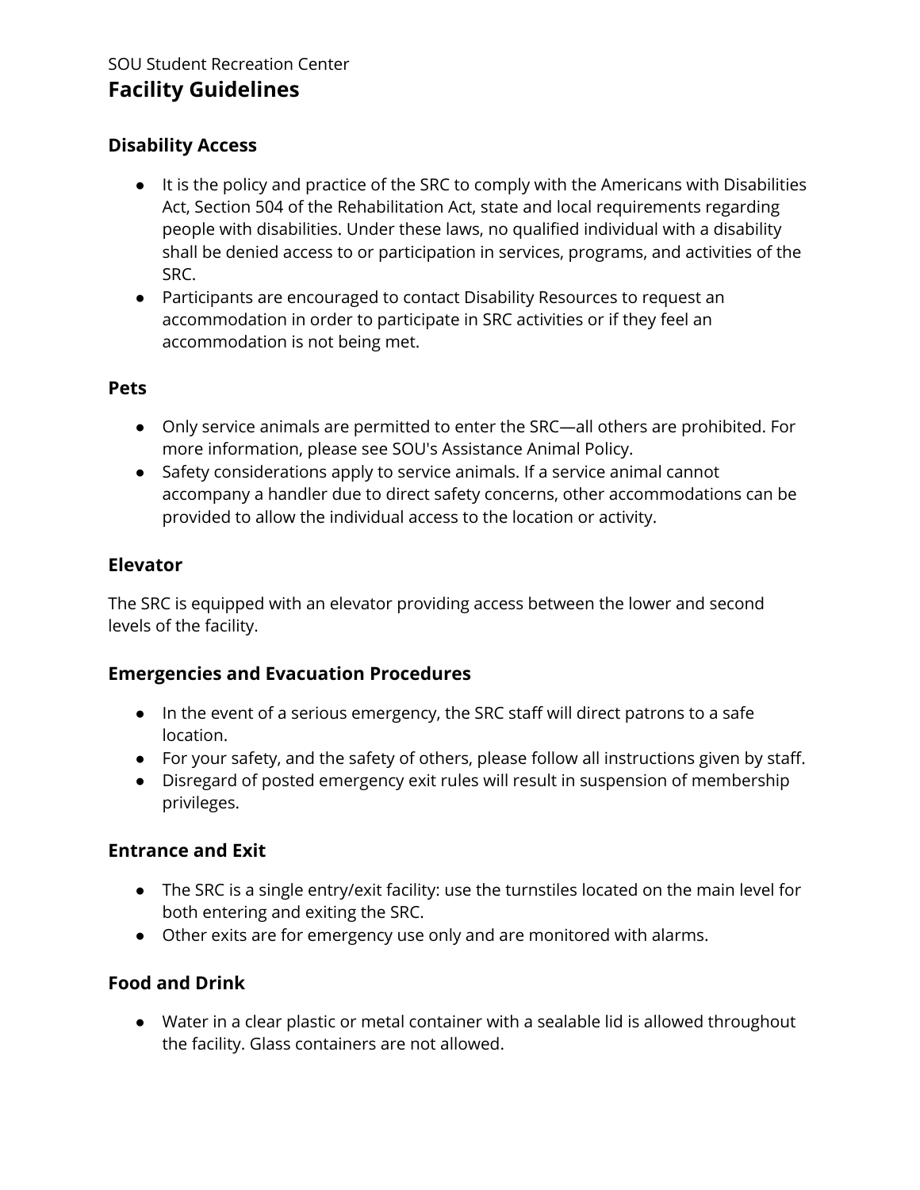SOU Student Recreation Center

# Facility Guidelines

## Disability Access

- It is the policy and practice of the SRC to comply with the Americans with Disabilities Act, Section 504 of the Rehabilitation Act, state and local requirements regarding people with disabilities. Under these laws, no qualified individual with a disability shall be denied access to or participation in services, programs, and activities of the SRC.
- Participants are encouraged to contact Disability Resources to request an accommodation in order to participate in SRC activities or if they feel an accommodation is not being met.

## Pets

- Only service animals are permitted to enter the SRC—all others are prohibited. For more information, please see SOU's Assistance Animal Policy.
- Safety considerations apply to service animals. If a service animal cannot accompany a handler due to direct safety concerns, other accommodations can be provided to allow the individual access to the location or activity.

## Elevator

The SRC is equipped with an elevator providing access between the lower and second levels of the facility.

## Emergencies and Evacuation Procedures

- In the event of a serious emergency, the SRC staff will direct patrons to a safe location.
- For your safety, and the safety of others, please follow all instructions given by staff.
- Disregard of posted emergency exit rules will result in suspension of membership privileges.

## Entrance and Exit

- The SRC is a single entry/exit facility: use the turnstiles located on the main level for both entering and exiting the SRC.
- Other exits are for emergency use only and are monitored with alarms.

## Food and Drink

- Water in a clear plastic or metal container with a sealable lid is allowed throughout the facility. Glass containers are not allowed.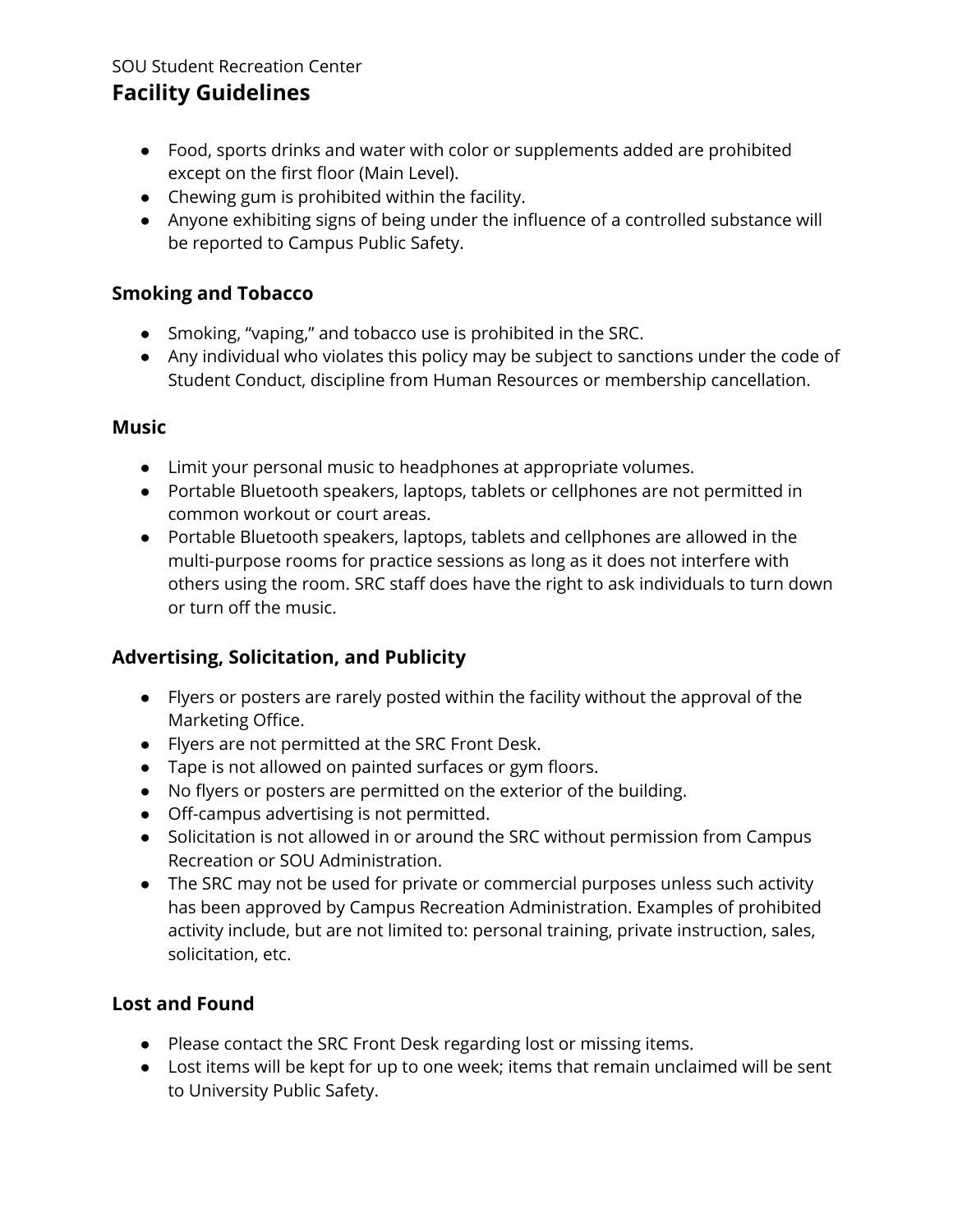SOU Student Recreation Center

# Facility Guidelines

- Food, sports drinks and water with color or supplements added are prohibited except on the first floor (Main Level).
- Chewing gum is prohibited within the facility.
- Anyone exhibiting signs of being under the influence of a controlled substance will be reported to Campus Public Safety.

### Smoking and Tobacco

- Smoking, "vaping," and tobacco use is prohibited in the SRC.
- Any individual who violates this policy may be subject to sanctions under the code of Student Conduct, discipline from Human Resources or membership cancellation.

### Music

- Limit your personal music to headphones at appropriate volumes.
- Portable Bluetooth speakers, laptops, tablets or cellphones are not permitted in common workout or court areas.
- Portable Bluetooth speakers, laptops, tablets and cellphones are allowed in the multi-purpose rooms for practice sessions as long as it does not interfere with others using the room. SRC staff does have the right to ask individuals to turn down or turn off the music.

### Advertising, Solicitation, and Publicity

- Flyers or posters are rarely posted within the facility without the approval of the Marketing Office.
- Flyers are not permitted at the SRC Front Desk.
- Tape is not allowed on painted surfaces or gym floors.
- No flyers or posters are permitted on the exterior of the building.
- Off-campus advertising is not permitted.
- Solicitation is not allowed in or around the SRC without permission from Campus Recreation or SOU Administration.
- The SRC may not be used for private or commercial purposes unless such activity has been approved by Campus Recreation Administration. Examples of prohibited activity include, but are not limited to: personal training, private instruction, sales, solicitation, etc.

### Lost and Found

- Please contact the SRC Front Desk regarding lost or missing items.
- Lost items will be kept for up to one week; items that remain unclaimed will be sent to University Public Safety.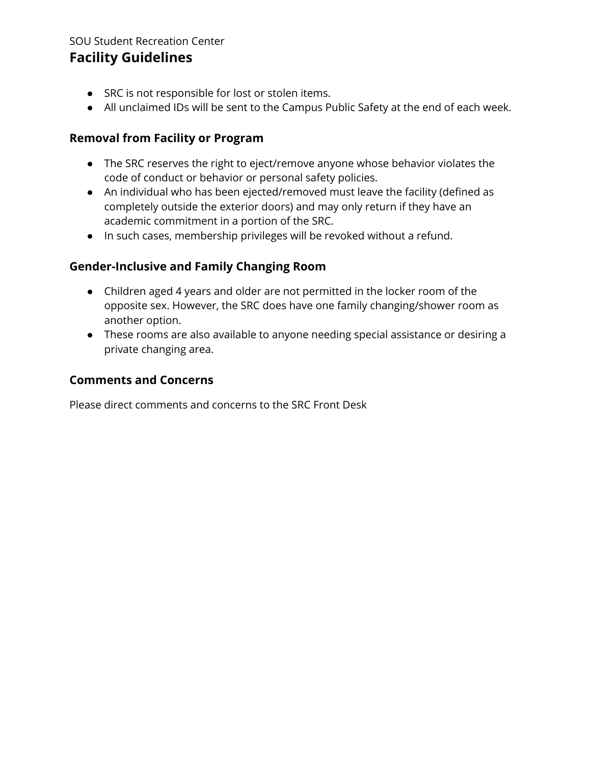SOU Student Recreation Center

# Facility Guidelines

- SRC is not responsible for lost or stolen items.
- All unclaimed IDs will be sent to the Campus Public Safety at the end of each week.

## Removal from Facility or Program

- The SRC reserves the right to eject/remove anyone whose behavior violates the code of conduct or behavior or personal safety policies.
- An individual who has been ejected/removed must leave the facility (defined as completely outside the exterior doors) and may only return if they have an academic commitment in a portion of the SRC.
- In such cases, membership privileges will be revoked without a refund.

## Gender-Inclusive and Family Changing Room

- Children aged 4 years and older are not permitted in the locker room of the opposite sex. However, the SRC does have one family changing/shower room as another option.
- These rooms are also available to anyone needing special assistance or desiring a private changing area.

## Comments and Concerns

Please direct comments and concerns to the SRC Front Desk